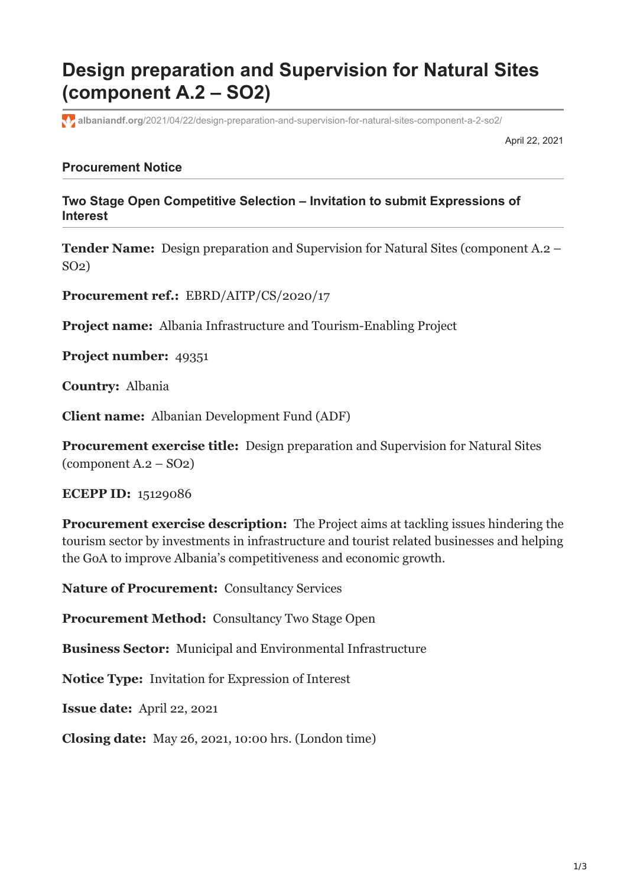# Design preparation and Supervision for Natural Sites (component A.2 – SO2)

albaniandf.org/2021/04/22/design-preparation-and-supervision-for-natural-sites-component-a-2-so2/

April 22, 2021

### Procurement Notice

### Two Stage Open Competitive Selection – Invitation to submit Expressions of Interest

**Tender Name:** Design preparation and Supervision for Natural Sites (component A.2 – SO2)

**Procurement ref.:** EBRD/AITP/CS/2020/17

**Project name:** Albania Infrastructure and Tourism-Enabling Project

**Project number:** 49351

**Country:** Albania

**Client name:** Albanian Development Fund (ADF)

**Procurement exercise title:** Design preparation and Supervision for Natural Sites (component A.2 – SO2)

**ECEPP ID:** 15129086

**Procurement exercise description:** The Project aims at tackling issues hindering the tourism sector by investments in infrastructure and tourist related businesses and helping the GoA to improve Albania's competitiveness and economic growth.

**Nature of Procurement:** Consultancy Services

**Procurement Method:** Consultancy Two Stage Open

**Business Sector:** Municipal and Environmental Infrastructure

**Notice Type:** Invitation for Expression of Interest

**Issue date:** April 22, 2021

**Closing date:** May 26, 2021, 10:00 hrs. (London time)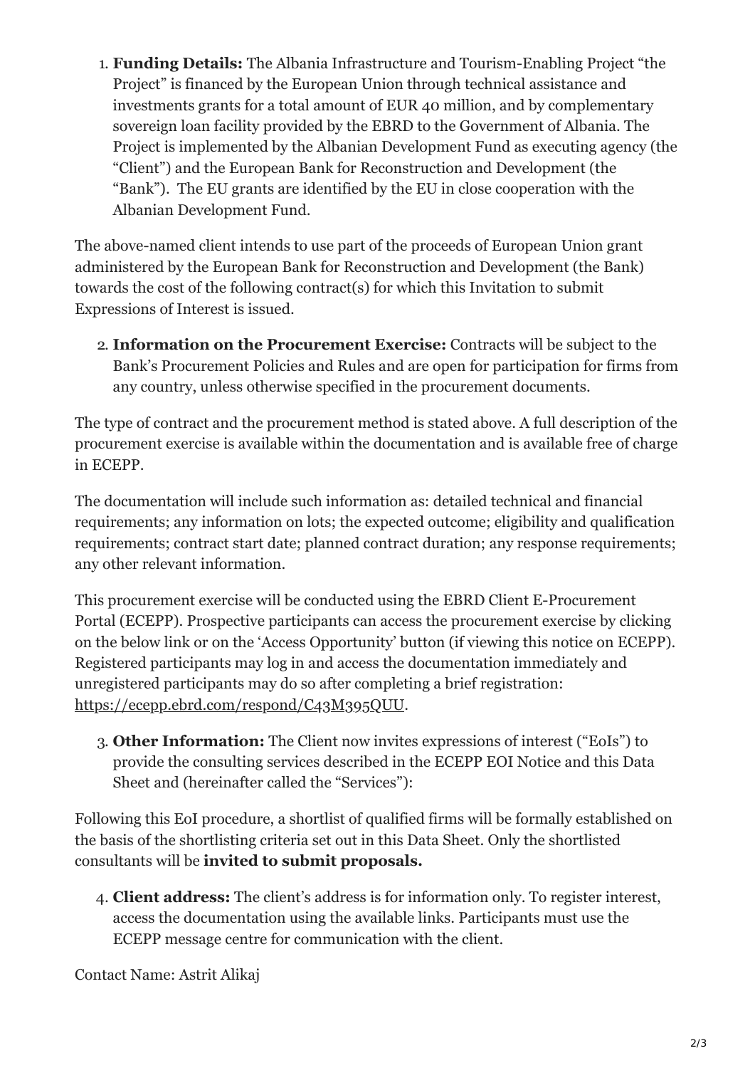1. **Funding Details:** The Albania Infrastructure and Tourism-Enabling Project "the Project" is financed by the European Union through technical assistance and investments grants for a total amount of EUR 40 million, and by complementary sovereign loan facility provided by the EBRD to the Government of Albania. The Project is implemented by the Albanian Development Fund as executing agency (the "Client") and the European Bank for Reconstruction and Development (the "Bank"). The EU grants are identified by the EU in close cooperation with the Albanian Development Fund.

The above-named client intends to use part of the proceeds of European Union grant administered by the European Bank for Reconstruction and Development (the Bank) towards the cost of the following contract(s) for which this Invitation to submit Expressions of Interest is issued.

2. **Information on the Procurement Exercise:** Contracts will be subject to the Bank's Procurement Policies and Rules and are open for participation for firms from any country, unless otherwise specified in the procurement documents.

The type of contract and the procurement method is stated above. A full description of the procurement exercise is available within the documentation and is available free of charge in ECEPP.

The documentation will include such information as: detailed technical and financial requirements; any information on lots; the expected outcome; eligibility and qualification requirements; contract start date; planned contract duration; any response requirements; any other relevant information.

This procurement exercise will be conducted using the EBRD Client E-Procurement Portal (ECEPP). Prospective participants can access the procurement exercise by clicking on the below link or on the 'Access Opportunity' button (if viewing this notice on ECEPP). Registered participants may log in and access the documentation immediately and unregistered participants may do so after completing a brief registration: https://ecepp.ebrd.com/respond/C43M395QUU.

3. **Other Information:** The Client now invites expressions of interest ("EoIs") to provide the consulting services described in the ECEPP EOI Notice and this Data Sheet and (hereinafter called the "Services"):

Following this EoI procedure, a shortlist of qualified firms will be formally established on the basis of the shortlisting criteria set out in this Data Sheet. Only the shortlisted consultants will be **invited to submit proposals.**

4. **Client address:** The client's address is for information only. To register interest, access the documentation using the available links. Participants must use the ECEPP message centre for communication with the client.

Contact Name: Astrit Alikaj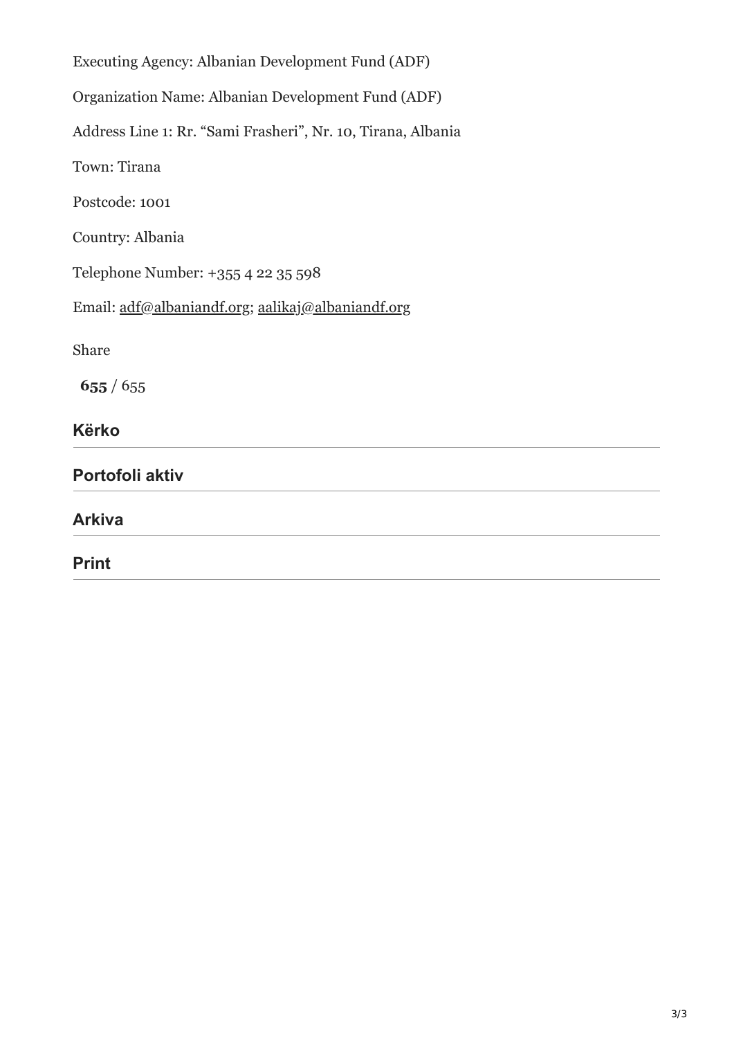Executing Agency: Albanian Development Fund (ADF)

Organization Name: Albanian Development Fund (ADF)

Address Line 1: Rr. "Sami Frasheri", Nr. 10, Tirana, Albania

Town: Tirana

Postcode: 1001

Country: Albania

Telephone Number: +355 4 22 35 598

Email: adf@albaniandf.org; aalikaj@albaniandf.org

Share

**655** / 655

### Kërko

### Portofoli aktiv

### Arkiva

### Print